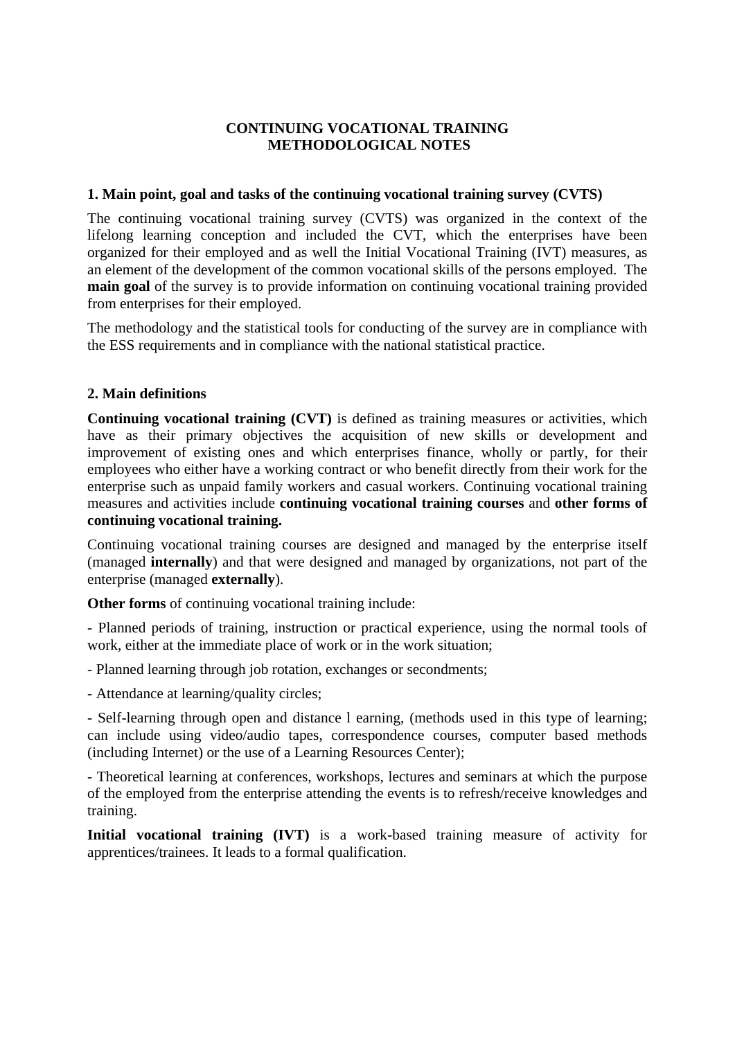# CONTINUING VOCATIONAL TRAINING
# METHODOLOGICAL NOTES

## 1. Main point, goal and tasks of the continuing vocational training survey (CVTS)

The continuing vocational training survey (CVTS) was organized in the context of the lifelong learning conception and included the CVT, which the enterprises have been organized for their employed and as well the Initial Vocational Training (IVT) measures, as an element of the development of the common vocational skills of the persons employed. The **main goal** of the survey is to provide information on continuing vocational training provided from enterprises for their employed.

The methodology and the statistical tools for conducting of the survey are in compliance with the ESS requirements and in compliance with the national statistical practice.

## 2. Main definitions

**Continuing vocational training (CVT)** is defined as training measures or activities, which have as their primary objectives the acquisition of new skills or development and improvement of existing ones and which enterprises finance, wholly or partly, for their employees who either have a working contract or who benefit directly from their work for the enterprise such as unpaid family workers and casual workers. Continuing vocational training measures and activities include **continuing vocational training courses** and **other forms of continuing vocational training.**

Continuing vocational training courses are designed and managed by the enterprise itself (managed **internally**) and that were designed and managed by organizations, not part of the enterprise (managed **externally**).

**Other forms** of continuing vocational training include:

- Planned periods of training, instruction or practical experience, using the normal tools of work, either at the immediate place of work or in the work situation;

- Planned learning through job rotation, exchanges or secondments;

- Attendance at learning/quality circles;

- Self-learning through open and distance l earning, (methods used in this type of learning; can include using video/audio tapes, correspondence courses, computer based methods (including Internet) or the use of a Learning Resources Center);

- Theoretical learning at conferences, workshops, lectures and seminars at which the purpose of the employed from the enterprise attending the events is to refresh/receive knowledges and training.

**Initial vocational training (IVT)** is a work-based training measure of activity for apprentices/trainees. It leads to a formal qualification.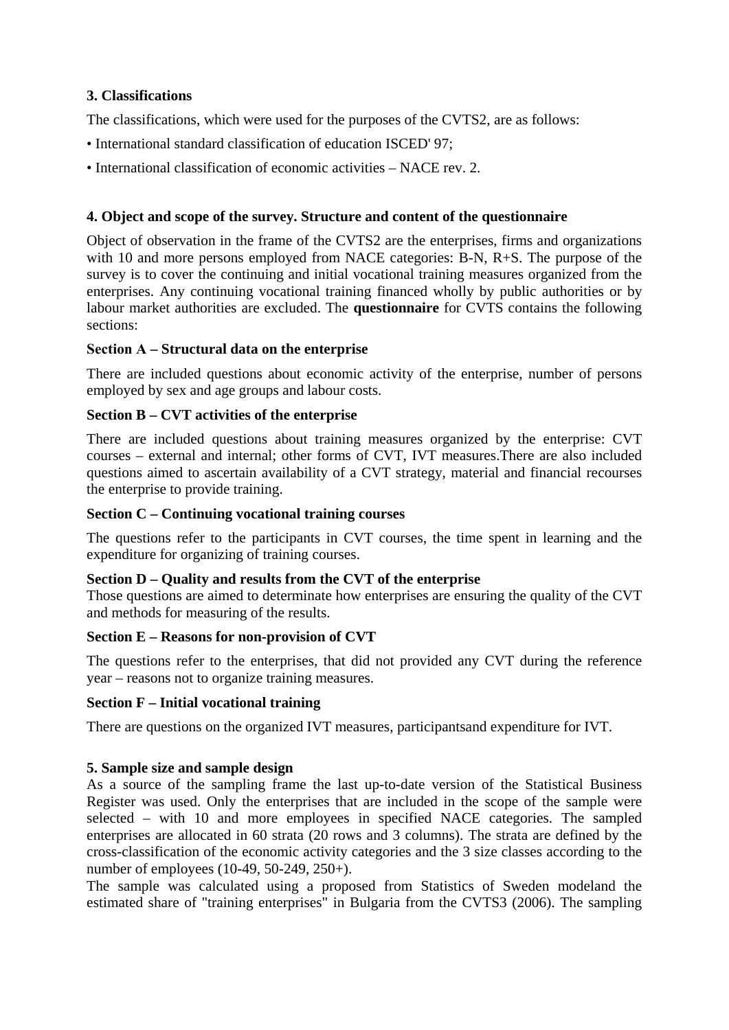**3. Classifications**

The classifications, which were used for the purposes of the CVTS2, are as follows:

• International standard classification of education ISCED' 97;

• International classification of economic activities – NACE rev. 2.

**4. Object and scope of the survey. Structure and content of the questionnaire**

Object of observation in the frame of the CVTS2 are the enterprises, firms and organizations with 10 and more persons employed from NACE categories: B-N, R+S. The purpose of the survey is to cover the continuing and initial vocational training measures organized from the enterprises. Any continuing vocational training financed wholly by public authorities or by labour market authorities are excluded. The **questionnaire** for CVTS contains the following sections:

**Section A – Structural data on the enterprise**

There are included questions about economic activity of the enterprise, number of persons employed by sex and age groups and labour costs.

**Section B – CVT activities of the enterprise**

There are included questions about training measures organized by the enterprise: CVT courses – external and internal; other forms of CVT, IVT measures.There are also included questions aimed to ascertain availability of a CVT strategy, material and financial recourses the enterprise to provide training.

**Section C – Continuing vocational training courses**

The questions refer to the participants in CVT courses, the time spent in learning and the expenditure for organizing of training courses.

**Section D – Quality and results from the CVT of the enterprise**

Those questions are aimed to determinate how enterprises are ensuring the quality of the CVT and methods for measuring of the results.

**Section E – Reasons for non-provision of CVT**

The questions refer to the enterprises, that did not provided any CVT during the reference year – reasons not to organize training measures.

**Section F – Initial vocational training**

There are questions on the organized IVT measures, participantsand expenditure for IVT.

**5. Sample size and sample design**

As a source of the sampling frame the last up-to-date version of the Statistical Business Register was used. Only the enterprises that are included in the scope of the sample were selected – with 10 and more employees in specified NACE categories. The sampled enterprises are allocated in 60 strata (20 rows and 3 columns). The strata are defined by the cross-classification of the economic activity categories and the 3 size classes according to the number of employees (10-49, 50-249, 250+).

The sample was calculated using a proposed from Statistics of Sweden modeland the estimated share of "training enterprises" in Bulgaria from the CVTS3 (2006). The sampling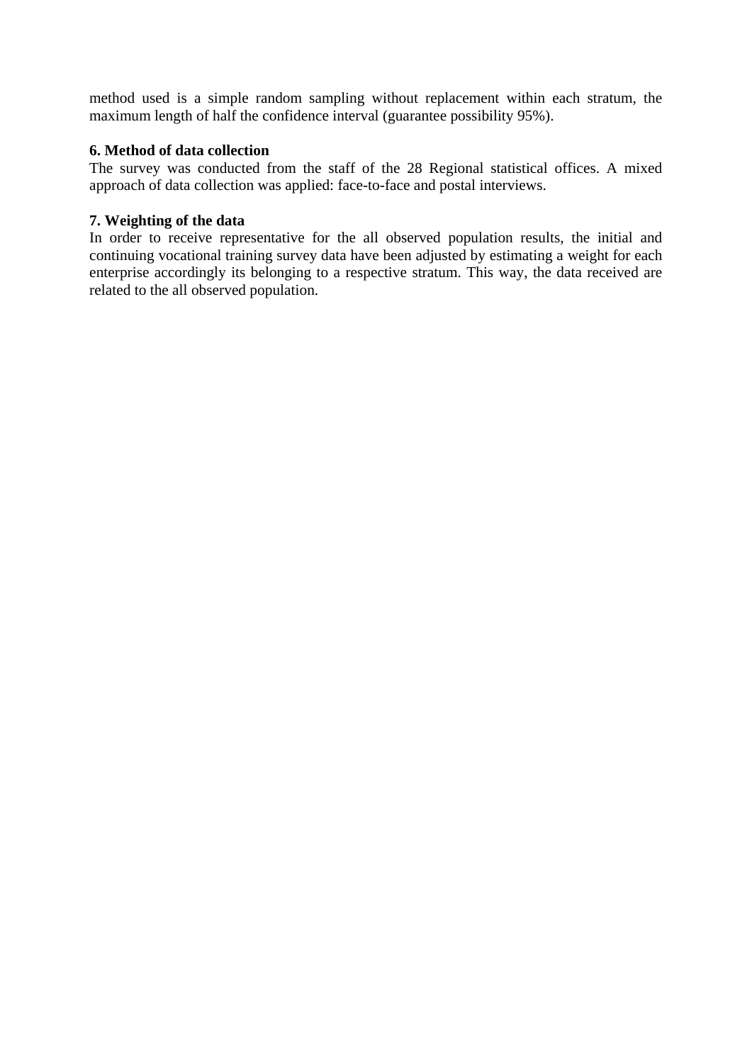method used is a simple random sampling without replacement within each stratum, the maximum length of half the confidence interval (guarantee possibility 95%).

**6. Method of data collection**

The survey was conducted from the staff of the 28 Regional statistical offices. A mixed approach of data collection was applied: face-to-face and postal interviews.

**7. Weighting of the data**

In order to receive representative for the all observed population results, the initial and continuing vocational training survey data have been adjusted by estimating a weight for each enterprise accordingly its belonging to a respective stratum. This way, the data received are related to the all observed population.